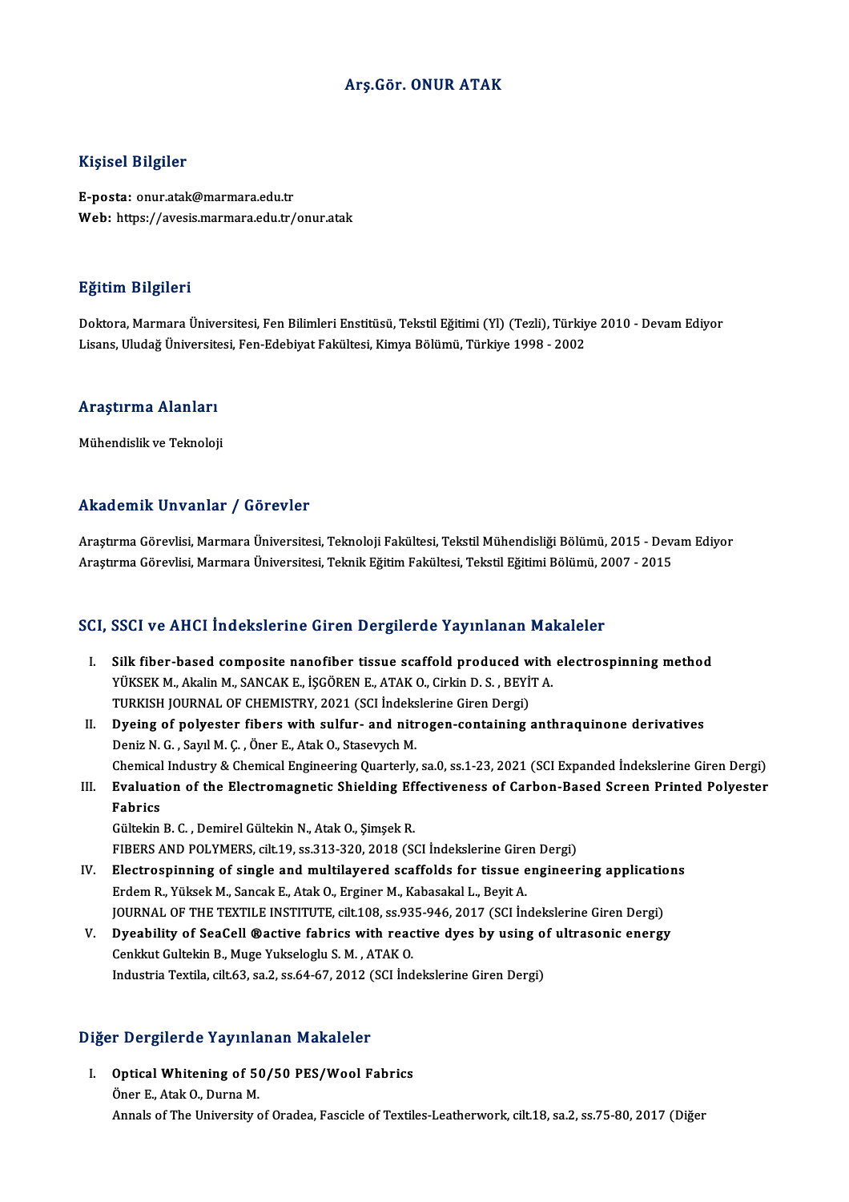# Arş.Gör. ONUR ATAK

## Kişisel Bilgiler

**E-posta:** onur.atak@marmara.edu.tr
**Web:** https://avesis.marmara.edu.tr/onur.atak

## Eğitim Bilgileri

Doktora, Marmara Üniversitesi, Fen Bilimleri Enstitüsü, Tekstil Eğitimi (Yl) (Tezli), Türkiye 2010 - Devam Ediyor
Lisans, Uludağ Üniversitesi, Fen-Edebiyat Fakültesi, Kimya Bölümü, Türkiye 1998 - 2002

## Araştırma Alanları

Mühendislik ve Teknoloji

## Akademik Unvanlar / Görevler

Araştırma Görevlisi, Marmara Üniversitesi, Teknoloji Fakültesi, Tekstil Mühendisliği Bölümü, 2015 - Devam Ediyor
Araştırma Görevlisi, Marmara Üniversitesi, Teknik Eğitim Fakültesi, Tekstil Eğitimi Bölümü, 2007 - 2015

## SCI, SSCI ve AHCI İndekslerine Giren Dergilerde Yayınlanan Makaleler

I. **Silk fiber-based composite nanofiber tissue scaffold produced with electrospinning method**
YÜKSEK M., Akalin M., SANCAK E., İŞGÖREN E., ATAK O., Cirkin D. S. , BEYİT A.
TURKISH JOURNAL OF CHEMISTRY, 2021 (SCI İndekslerine Giren Dergi)

II. **Dyeing of polyester fibers with sulfur- and nitrogen-containing anthraquinone derivatives**
Deniz N. G. , Sayıl M. Ç. , Öner E., Atak O., Stasevych M.
Chemical Industry & Chemical Engineering Quarterly, sa.0, ss.1-23, 2021 (SCI Expanded İndekslerine Giren Dergi)

III. **Evaluation of the Electromagnetic Shielding Effectiveness of Carbon-Based Screen Printed Polyester Fabrics**
Gültekin B. C. , Demirel Gültekin N., Atak O., Şimşek R.
FIBERS AND POLYMERS, cilt.19, ss.313-320, 2018 (SCI İndekslerine Giren Dergi)

IV. **Electrospinning of single and multilayered scaffolds for tissue engineering applications**
Erdem R., Yüksek M., Sancak E., Atak O., Erginer M., Kabasakal L., Beyit A.
JOURNAL OF THE TEXTILE INSTITUTE, cilt.108, ss.935-946, 2017 (SCI İndekslerine Giren Dergi)

V. **Dyeability of SeaCell ®active fabrics with reactive dyes by using of ultrasonic energy**
Cenkkut Gultekin B., Muge Yukseloglu S. M. , ATAK O.
Industria Textila, cilt.63, sa.2, ss.64-67, 2012 (SCI İndekslerine Giren Dergi)

## Diğer Dergilerde Yayınlanan Makaleler

I. **Optical Whitening of 50/50 PES/Wool Fabrics**
Öner E., Atak O., Durna M.
Annals of The University of Oradea, Fascicle of Textiles-Leatherwork, cilt.18, sa.2, ss.75-80, 2017 (Diğer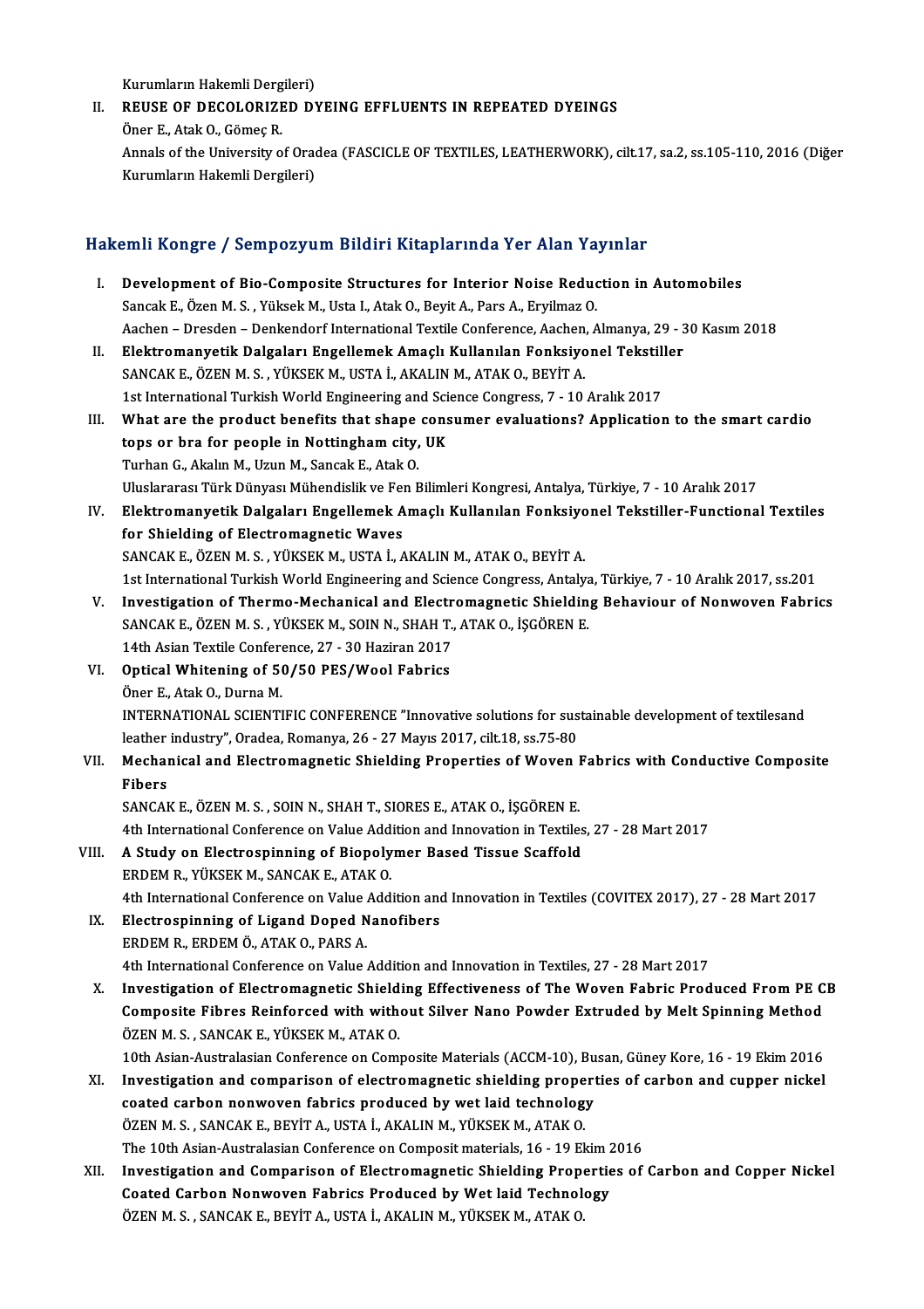Kurumların Hakemli Dergileri)

II. **REUSE OF DECOLORIZED DYEING EFFLUENTS IN REPEATED DYEINGS**
Öner E., Atak O., Gömeç R.
Annals of the University of Oradea (FASCICLE OF TEXTILES, LEATHERWORK), cilt.17, sa.2, ss.105-110, 2016 (Diğer Kurumların Hakemli Dergileri)

## Hakemli Kongre / Sempozyum Bildiri Kitaplarında Yer Alan Yayınlar

I. **Development of Bio-Composite Structures for Interior Noise Reduction in Automobiles**
Sancak E., Özen M. S. , Yüksek M., Usta I., Atak O., Beyit A., Pars A., Eryilmaz O.
Aachen – Dresden – Denkendorf International Textile Conference, Aachen, Almanya, 29 - 30 Kasım 2018

II. **Elektromanyetik Dalgaları Engellemek Amaçlı Kullanılan Fonksiyonel Tekstiller**
SANCAK E., ÖZEN M. S. , YÜKSEK M., USTA İ., AKALIN M., ATAK O., BEYİT A.
1st International Turkish World Engineering and Science Congress, 7 - 10 Aralık 2017

III. **What are the product benefits that shape consumer evaluations? Application to the smart cardio tops or bra for people in Nottingham city, UK**
Turhan G., Akalın M., Uzun M., Sancak E., Atak O.
Uluslararası Türk Dünyası Mühendislik ve Fen Bilimleri Kongresi, Antalya, Türkiye, 7 - 10 Aralık 2017

IV. **Elektromanyetik Dalgaları Engellemek Amaçlı Kullanılan Fonksiyonel Tekstiller-Functional Textiles for Shielding of Electromagnetic Waves**
SANCAK E., ÖZEN M. S. , YÜKSEK M., USTA İ., AKALIN M., ATAK O., BEYİT A.
1st International Turkish World Engineering and Science Congress, Antalya, Türkiye, 7 - 10 Aralık 2017, ss.201

V. **Investigation of Thermo-Mechanical and Electromagnetic Shielding Behaviour of Nonwoven Fabrics**
SANCAK E., ÖZEN M. S. , YÜKSEK M., SOIN N., SHAH T., ATAK O., İŞGÖREN E.
14th Asian Textile Conference, 27 - 30 Haziran 2017

VI. **Optical Whitening of 50/50 PES/Wool Fabrics**
Öner E., Atak O., Durna M.
INTERNATIONAL SCIENTIFIC CONFERENCE "Innovative solutions for sustainable development of textilesand leather industry", Oradea, Romanya, 26 - 27 Mayıs 2017, cilt.18, ss.75-80

VII. **Mechanical and Electromagnetic Shielding Properties of Woven Fabrics with Conductive Composite Fibers**
SANCAK E., ÖZEN M. S. , SOIN N., SHAH T., SIORES E., ATAK O., İŞGÖREN E.
4th International Conference on Value Addition and Innovation in Textiles, 27 - 28 Mart 2017

VIII. **A Study on Electrospinning of Biopolymer Based Tissue Scaffold**
ERDEM R., YÜKSEK M., SANCAK E., ATAK O.
4th International Conference on Value Addition and Innovation in Textiles (COVITEX 2017), 27 - 28 Mart 2017

IX. **Electrospinning of Ligand Doped Nanofibers**
ERDEM R., ERDEM Ö., ATAK O., PARS A.
4th International Conference on Value Addition and Innovation in Textiles, 27 - 28 Mart 2017

X. **Investigation of Electromagnetic Shielding Effectiveness of The Woven Fabric Produced From PE CB Composite Fibres Reinforced with without Silver Nano Powder Extruded by Melt Spinning Method**
ÖZEN M. S. , SANCAK E., YÜKSEK M., ATAK O.
10th Asian-Australasian Conference on Composite Materials (ACCM-10), Busan, Güney Kore, 16 - 19 Ekim 2016

XI. **Investigation and comparison of electromagnetic shielding properties of carbon and cupper nickel coated carbon nonwoven fabrics produced by wet laid technology**
ÖZEN M. S. , SANCAK E., BEYİT A., USTA İ., AKALIN M., YÜKSEK M., ATAK O.
The 10th Asian-Australasian Conference on Composit materials, 16 - 19 Ekim 2016

XII. **Investigation and Comparison of Electromagnetic Shielding Properties of Carbon and Copper Nickel Coated Carbon Nonwoven Fabrics Produced by Wet laid Technology**
ÖZEN M. S. , SANCAK E., BEYİT A., USTA İ., AKALIN M., YÜKSEK M., ATAK O.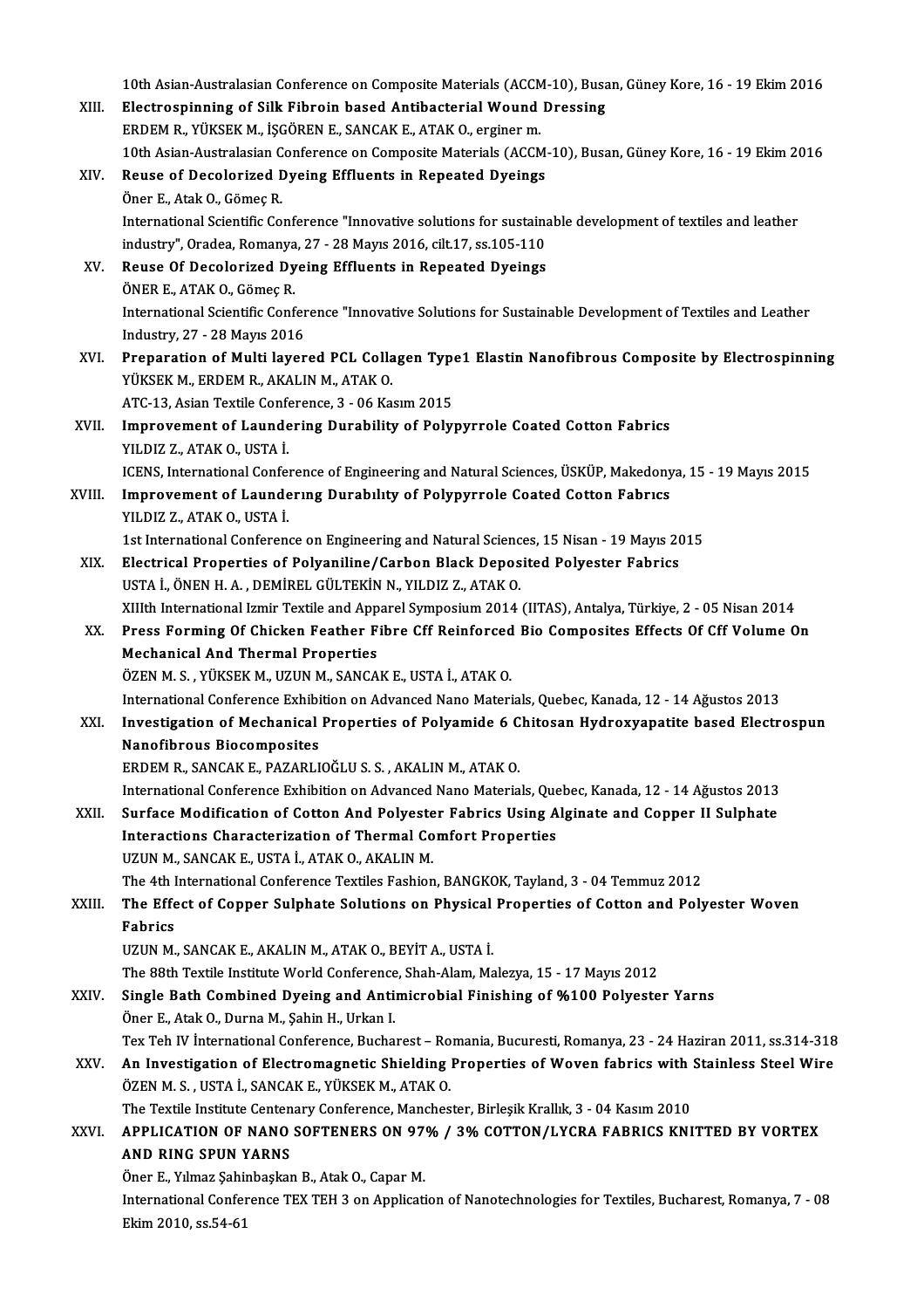10th Asian-Australasian Conference on Composite Materials (ACCM-10), Busan, Güney Kore, 16 - 19 Ekim 2016

XIII. **Electrospinning of Silk Fibroin based Antibacterial Wound Dressing**
ERDEM R., YÜKSEK M., İŞGÖREN E., SANCAK E., ATAK O., erginer m.
10th Asian-Australasian Conference on Composite Materials (ACCM-10), Busan, Güney Kore, 16 - 19 Ekim 2016

XIV. **Reuse of Decolorized Dyeing Effluents in Repeated Dyeings**
Öner E., Atak O., Gömeç R.
International Scientific Conference "Innovative solutions for sustainable development of textiles and leather industry", Oradea, Romanya, 27 - 28 Mayıs 2016, cilt.17, ss.105-110

XV. **Reuse Of Decolorized Dyeing Effluents in Repeated Dyeings**
ÖNER E., ATAK O., Gömeç R.
International Scientific Conference "Innovative Solutions for Sustainable Development of Textiles and Leather Industry, 27 - 28 Mayıs 2016

XVI. **Preparation of Multi layered PCL Collagen Type1 Elastin Nanofibrous Composite by Electrospinning**
YÜKSEK M., ERDEM R., AKALIN M., ATAK O.
ATC-13, Asian Textile Conference, 3 - 06 Kasım 2015

XVII. **Improvement of Laundering Durability of Polypyrrole Coated Cotton Fabrics**
YILDIZ Z., ATAK O., USTA İ.
ICENS, International Conference of Engineering and Natural Sciences, ÜSKÜP, Makedonya, 15 - 19 Mayıs 2015

XVIII. **Improvement of Launderıng Durabılıty of Polypyrrole Coated Cotton Fabrıcs**
YILDIZ Z., ATAK O., USTA İ.
1st International Conference on Engineering and Natural Sciences, 15 Nisan - 19 Mayıs 2015

XIX. **Electrical Properties of Polyaniline/Carbon Black Deposited Polyester Fabrics**
USTA İ., ÖNEN H. A. , DEMİREL GÜLTEKİN N., YILDIZ Z., ATAK O.
XIIIth International Izmir Textile and Apparel Symposium 2014 (IITAS), Antalya, Türkiye, 2 - 05 Nisan 2014

XX. **Press Forming Of Chicken Feather Fibre Cff Reinforced Bio Composites Effects Of Cff Volume On Mechanical And Thermal Properties**
ÖZEN M. S. , YÜKSEK M., UZUN M., SANCAK E., USTA İ., ATAK O.
International Conference Exhibition on Advanced Nano Materials, Quebec, Kanada, 12 - 14 Ağustos 2013

XXI. **Investigation of Mechanical Properties of Polyamide 6 Chitosan Hydroxyapatite based Electrospun Nanofibrous Biocomposites**
ERDEM R., SANCAK E., PAZARLIOĞLU S. S. , AKALIN M., ATAK O.
International Conference Exhibition on Advanced Nano Materials, Quebec, Kanada, 12 - 14 Ağustos 2013

XXII. **Surface Modification of Cotton And Polyester Fabrics Using Alginate and Copper II Sulphate Interactions Characterization of Thermal Comfort Properties**
UZUN M., SANCAK E., USTA İ., ATAK O., AKALIN M.
The 4th International Conference Textiles Fashion, BANGKOK, Tayland, 3 - 04 Temmuz 2012

XXIII. **The Effect of Copper Sulphate Solutions on Physical Properties of Cotton and Polyester Woven Fabrics**
UZUN M., SANCAK E., AKALIN M., ATAK O., BEYİT A., USTA İ.
The 88th Textile Institute World Conference, Shah-Alam, Malezya, 15 - 17 Mayıs 2012

XXIV. **Single Bath Combined Dyeing and Antimicrobial Finishing of %100 Polyester Yarns**
Öner E., Atak O., Durna M., Şahin H., Urkan I.
Tex Teh IV İnternational Conference, Bucharest – Romania, Bucuresti, Romanya, 23 - 24 Haziran 2011, ss.314-318

XXV. **An Investigation of Electromagnetic Shielding Properties of Woven fabrics with Stainless Steel Wire**
ÖZEN M. S. , USTA İ., SANCAK E., YÜKSEK M., ATAK O.
The Textile Institute Centenary Conference, Manchester, Birleşik Krallık, 3 - 04 Kasım 2010

XXVI. **APPLICATION OF NANO SOFTENERS ON 97% / 3% COTTON/LYCRA FABRICS KNITTED BY VORTEX AND RING SPUN YARNS**
Öner E., Yılmaz Şahinbaşkan B., Atak O., Capar M.
International Conference TEX TEH 3 on Application of Nanotechnologies for Textiles, Bucharest, Romanya, 7 - 08 Ekim 2010, ss.54-61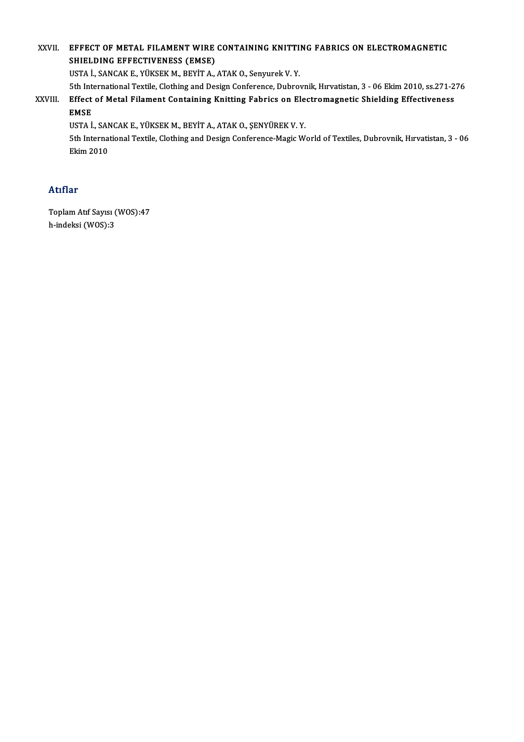XXVII. **EFFECT OF METAL FILAMENT WIRE CONTAINING KNITTING FABRICS ON ELECTROMAGNETIC SHIELDING EFFECTIVENESS (EMSE)**
USTA İ., SANCAK E., YÜKSEK M., BEYİT A., ATAK O., Senyurek V. Y.
5th International Textile, Clothing and Design Conference, Dubrovnik, Hırvatistan, 3 - 06 Ekim 2010, ss.271-276

XXVIII. **Effect of Metal Filament Containing Knitting Fabrics on Electromagnetic Shielding Effectiveness EMSE**
USTA İ., SANCAK E., YÜKSEK M., BEYİT A., ATAK O., ŞENYÜREK V. Y.
5th International Textile, Clothing and Design Conference-Magic World of Textiles, Dubrovnik, Hırvatistan, 3 - 06 Ekim 2010

## Atıflar

Toplam Atıf Sayısı (WOS):47
h-indeksi (WOS):3